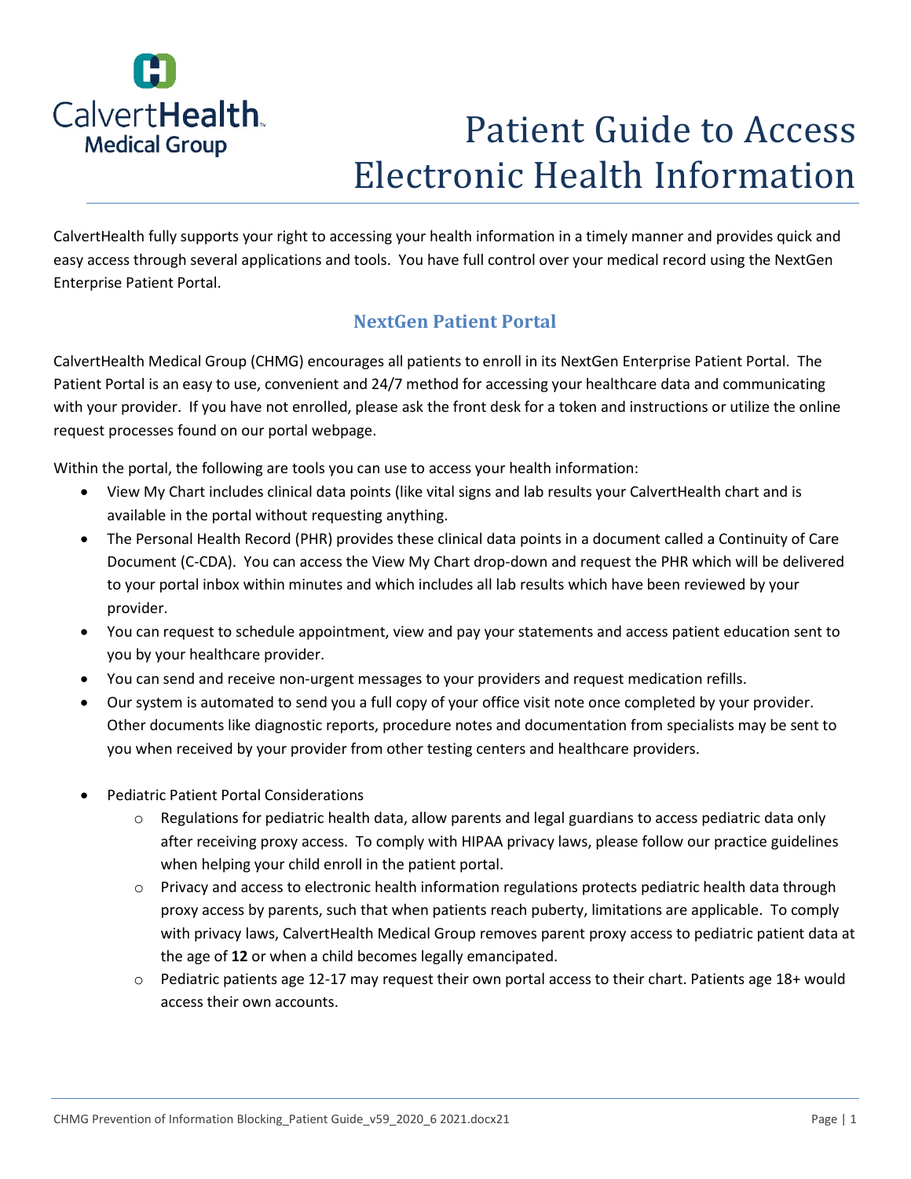CalvertHealth Medical Group

# Patient Guide to Access Electronic Health Information

CalvertHealth fully supports your right to accessing your health information in a timely manner and provides quick and easy access through several applications and tools. You have full control over your medical record using the NextGen Enterprise Patient Portal.

## NextGen Patient Portal

CalvertHealth Medical Group (CHMG) encourages all patients to enroll in its NextGen Enterprise Patient Portal. The Patient Portal is an easy to use, convenient and 24/7 method for accessing your healthcare data and communicating with your provider. If you have not enrolled, please ask the front desk for a token and instructions or utilize the online request processes found on our portal webpage.

Within the portal, the following are tools you can use to access your health information:

- View My Chart includes clinical data points (like vital signs and lab results your CalvertHealth chart and is available in the portal without requesting anything.
- The Personal Health Record (PHR) provides these clinical data points in a document called a Continuity of Care Document (C-CDA). You can access the View My Chart drop-down and request the PHR which will be delivered to your portal inbox within minutes and which includes all lab results which have been reviewed by your provider.
- You can request to schedule appointment, view and pay your statements and access patient education sent to you by your healthcare provider.
- You can send and receive non-urgent messages to your providers and request medication refills.
- Our system is automated to send you a full copy of your office visit note once completed by your provider. Other documents like diagnostic reports, procedure notes and documentation from specialists may be sent to you when received by your provider from other testing centers and healthcare providers.
- Pediatric Patient Portal Considerations
  - Regulations for pediatric health data, allow parents and legal guardians to access pediatric data only after receiving proxy access. To comply with HIPAA privacy laws, please follow our practice guidelines when helping your child enroll in the patient portal.
  - Privacy and access to electronic health information regulations protects pediatric health data through proxy access by parents, such that when patients reach puberty, limitations are applicable. To comply with privacy laws, CalvertHealth Medical Group removes parent proxy access to pediatric patient data at the age of **12** or when a child becomes legally emancipated.
  - Pediatric patients age 12-17 may request their own portal access to their chart. Patients age 18+ would access their own accounts.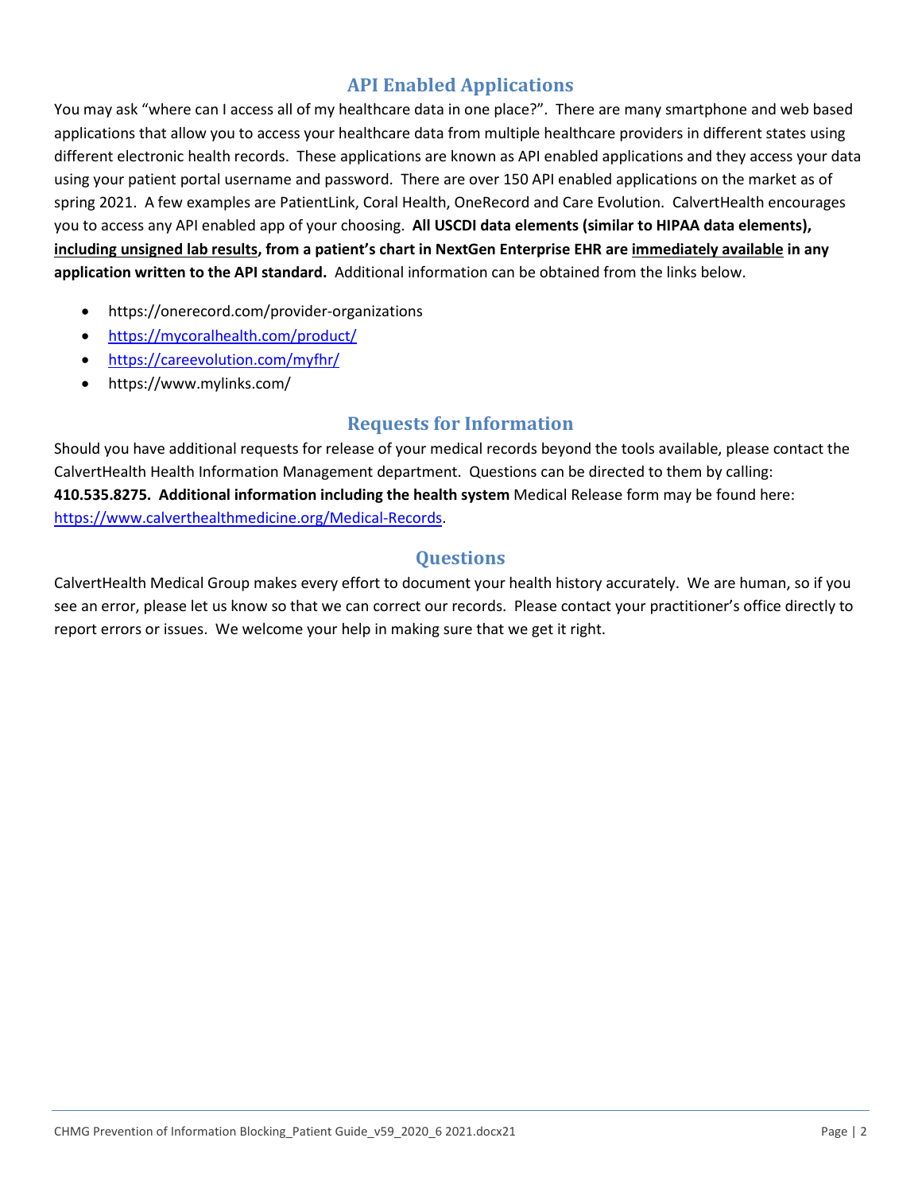## API Enabled Applications

You may ask "where can I access all of my healthcare data in one place?". There are many smartphone and web based applications that allow you to access your healthcare data from multiple healthcare providers in different states using different electronic health records. These applications are known as API enabled applications and they access your data using your patient portal username and password. There are over 150 API enabled applications on the market as of spring 2021. A few examples are PatientLink, Coral Health, OneRecord and Care Evolution. CalvertHealth encourages you to access any API enabled app of your choosing. **All USCDI data elements (similar to HIPAA data elements), including unsigned lab results, from a patient's chart in NextGen Enterprise EHR are immediately available in any application written to the API standard.** Additional information can be obtained from the links below.

- https://onerecord.com/provider-organizations
- https://mycoralhealth.com/product/
- https://careevolution.com/myfhr/
- https://www.mylinks.com/

## Requests for Information

Should you have additional requests for release of your medical records beyond the tools available, please contact the CalvertHealth Health Information Management department. Questions can be directed to them by calling: **410.535.8275. Additional information including the health system** Medical Release form may be found here: https://www.calverthealthmedicine.org/Medical-Records.

## Questions

CalvertHealth Medical Group makes every effort to document your health history accurately. We are human, so if you see an error, please let us know so that we can correct our records. Please contact your practitioner's office directly to report errors or issues. We welcome your help in making sure that we get it right.